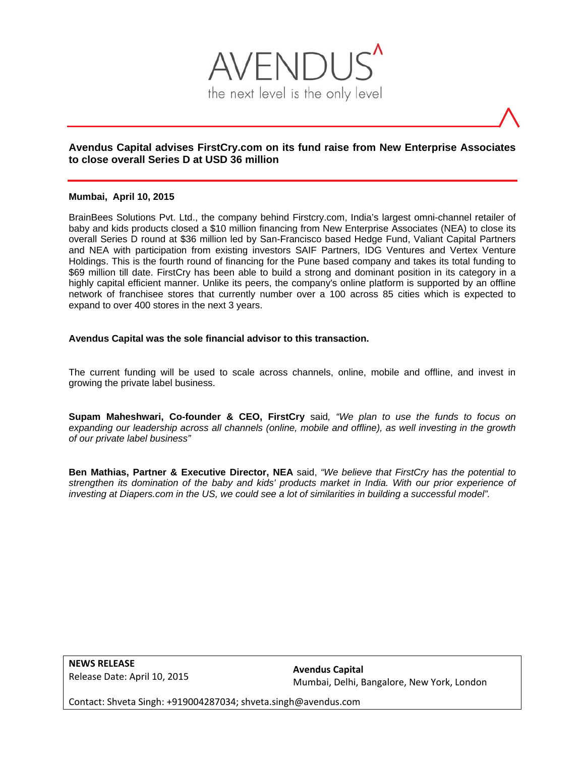AVENDUS

the next level is the only level

## Avendus Capital advises FirstCry.com on its fund raise from New Enterprise Associates to close overall Series D at USD 36 million

**Mumbai, April 10, 2015**

BrainBees Solutions Pvt. Ltd., the company behind Firstcry.com, India's largest omni-channel retailer of baby and kids products closed a $10 million financing from New Enterprise Associates (NEA) to close its overall Series D round at $36 million led by San-Francisco based Hedge Fund, Valiant Capital Partners and NEA with participation from existing investors SAIF Partners, IDG Ventures and Vertex Venture Holdings. This is the fourth round of financing for the Pune based company and takes its total funding to $69 million till date. FirstCry has been able to build a strong and dominant position in its category in a highly capital efficient manner. Unlike its peers, the company's online platform is supported by an offline network of franchisee stores that currently number over a 100 across 85 cities which is expected to expand to over 400 stores in the next 3 years.

**Avendus Capital was the sole financial advisor to this transaction.**

The current funding will be used to scale across channels, online, mobile and offline, and invest in growing the private label business.

**Supam Maheshwari, Co-founder & CEO, FirstCry** said*, "We plan to use the funds to focus on expanding our leadership across all channels (online, mobile and offline), as well investing in the growth of our private label business"*

**Ben Mathias, Partner & Executive Director, NEA** said, *"We believe that FirstCry has the potential to strengthen its domination of the baby and kids' products market in India. With our prior experience of investing at Diapers.com in the US, we could see a lot of similarities in building a successful model".*

**NEWS RELEASE**
Release Date: April 10, 2015

**Avendus Capital**
Mumbai, Delhi, Bangalore, New York, London

Contact: Shveta Singh: +919004287034; shveta.singh@avendus.com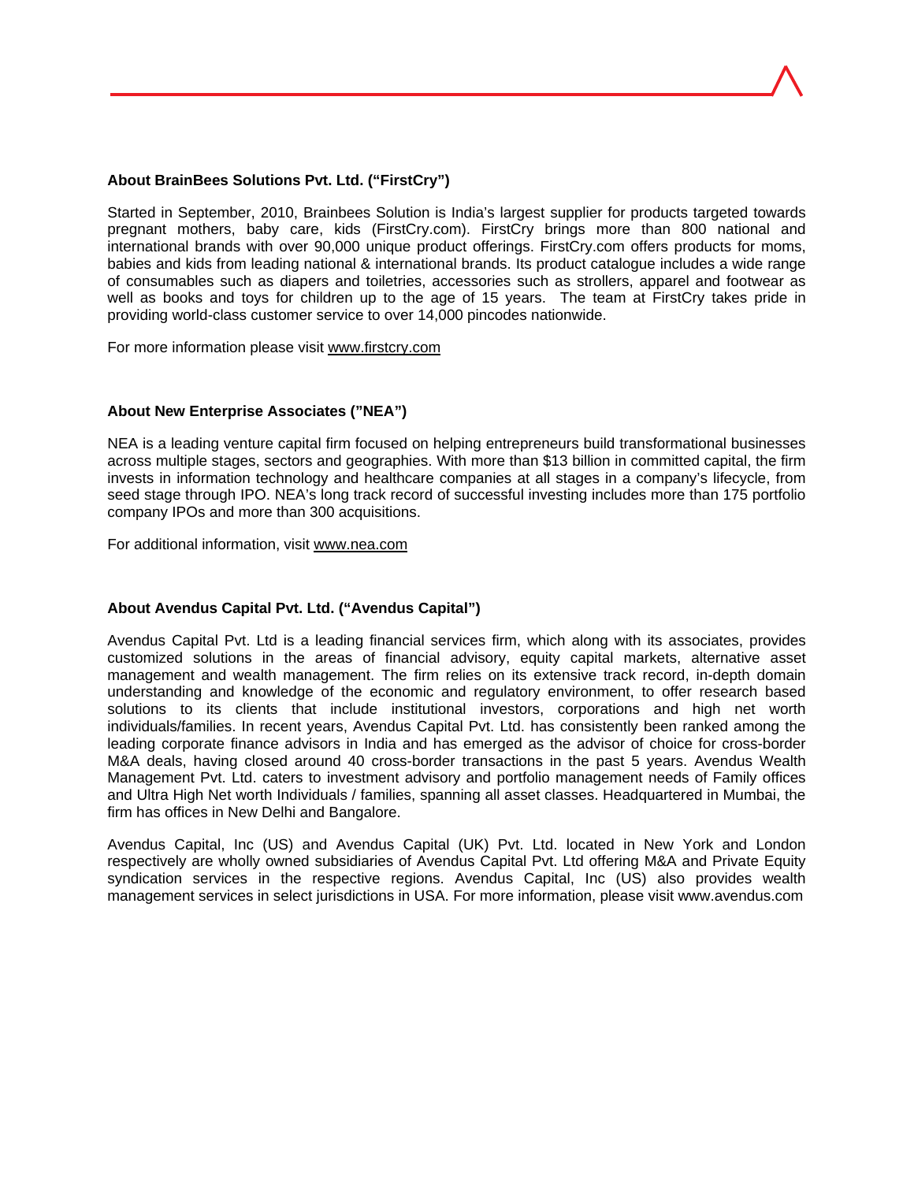**About BrainBees Solutions Pvt. Ltd. ("FirstCry")**

Started in September, 2010, Brainbees Solution is India's largest supplier for products targeted towards pregnant mothers, baby care, kids (FirstCry.com). FirstCry brings more than 800 national and international brands with over 90,000 unique product offerings. FirstCry.com offers products for moms, babies and kids from leading national & international brands. Its product catalogue includes a wide range of consumables such as diapers and toiletries, accessories such as strollers, apparel and footwear as well as books and toys for children up to the age of 15 years. The team at FirstCry takes pride in providing world-class customer service to over 14,000 pincodes nationwide.

For more information please visit www.firstcry.com

**About New Enterprise Associates ("NEA")**

NEA is a leading venture capital firm focused on helping entrepreneurs build transformational businesses across multiple stages, sectors and geographies. With more than $13 billion in committed capital, the firm invests in information technology and healthcare companies at all stages in a company's lifecycle, from seed stage through IPO. NEA's long track record of successful investing includes more than 175 portfolio company IPOs and more than 300 acquisitions.

For additional information, visit www.nea.com

**About Avendus Capital Pvt. Ltd. ("Avendus Capital")**

Avendus Capital Pvt. Ltd is a leading financial services firm, which along with its associates, provides customized solutions in the areas of financial advisory, equity capital markets, alternative asset management and wealth management. The firm relies on its extensive track record, in-depth domain understanding and knowledge of the economic and regulatory environment, to offer research based solutions to its clients that include institutional investors, corporations and high net worth individuals/families. In recent years, Avendus Capital Pvt. Ltd. has consistently been ranked among the leading corporate finance advisors in India and has emerged as the advisor of choice for cross-border M&A deals, having closed around 40 cross-border transactions in the past 5 years. Avendus Wealth Management Pvt. Ltd. caters to investment advisory and portfolio management needs of Family offices and Ultra High Net worth Individuals / families, spanning all asset classes. Headquartered in Mumbai, the firm has offices in New Delhi and Bangalore.

Avendus Capital, Inc (US) and Avendus Capital (UK) Pvt. Ltd. located in New York and London respectively are wholly owned subsidiaries of Avendus Capital Pvt. Ltd offering M&A and Private Equity syndication services in the respective regions. Avendus Capital, Inc (US) also provides wealth management services in select jurisdictions in USA. For more information, please visit www.avendus.com